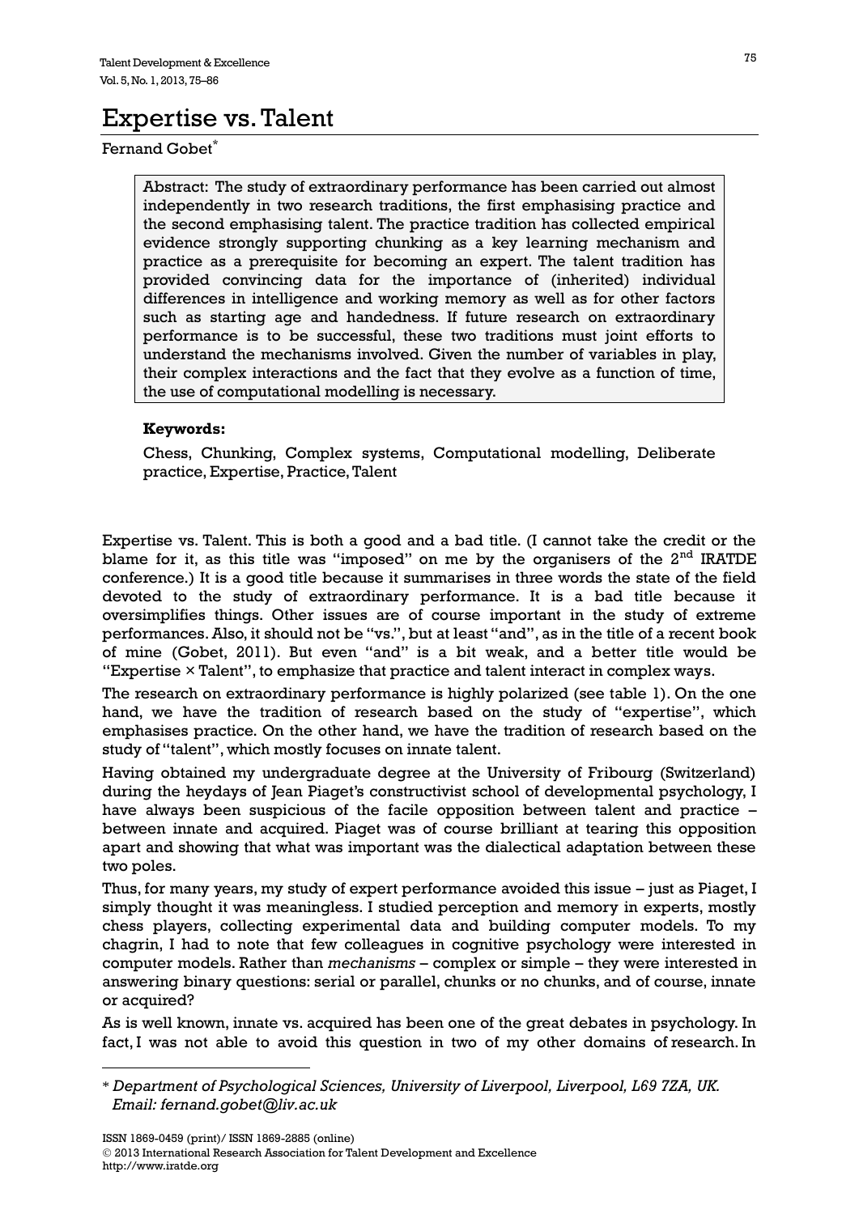# Expertise vs. Talent

Fernand Gobet*

> Abstract: The study of extraordinary performance has been carried out almost independently in two research traditions, the first emphasising practice and the second emphasising talent. The practice tradition has collected empirical evidence strongly supporting chunking as a key learning mechanism and practice as a prerequisite for becoming an expert. The talent tradition has provided convincing data for the importance of (inherited) individual differences in intelligence and working memory as well as for other factors such as starting age and handedness. If future research on extraordinary performance is to be successful, these two traditions must joint efforts to understand the mechanisms involved. Given the number of variables in play, their complex interactions and the fact that they evolve as a function of time, the use of computational modelling is necessary.

**Keywords:**

Chess, Chunking, Complex systems, Computational modelling, Deliberate practice, Expertise, Practice, Talent

Expertise vs. Talent. This is both a good and a bad title. (I cannot take the credit or the blame for it, as this title was "imposed" on me by the organisers of the 2nd IRATDE conference.) It is a good title because it summarises in three words the state of the field devoted to the study of extraordinary performance. It is a bad title because it oversimplifies things. Other issues are of course important in the study of extreme performances. Also, it should not be "vs.", but at least "and", as in the title of a recent book of mine (Gobet, 2011). But even "and" is a bit weak, and a better title would be "Expertise × Talent", to emphasize that practice and talent interact in complex ways.

The research on extraordinary performance is highly polarized (see table 1). On the one hand, we have the tradition of research based on the study of "expertise", which emphasises practice. On the other hand, we have the tradition of research based on the study of "talent", which mostly focuses on innate talent.

Having obtained my undergraduate degree at the University of Fribourg (Switzerland) during the heydays of Jean Piaget's constructivist school of developmental psychology, I have always been suspicious of the facile opposition between talent and practice – between innate and acquired. Piaget was of course brilliant at tearing this opposition apart and showing that what was important was the dialectical adaptation between these two poles.

Thus, for many years, my study of expert performance avoided this issue – just as Piaget, I simply thought it was meaningless. I studied perception and memory in experts, mostly chess players, collecting experimental data and building computer models. To my chagrin, I had to note that few colleagues in cognitive psychology were interested in computer models. Rather than *mechanisms* – complex or simple – they were interested in answering binary questions: serial or parallel, chunks or no chunks, and of course, innate or acquired?

As is well known, innate vs. acquired has been one of the great debates in psychology. In fact, I was not able to avoid this question in two of my other domains of research. In

---

\* *Department of Psychological Sciences, University of Liverpool, Liverpool, L69 7ZA, UK. Email: fernand.gobet@liv.ac.uk*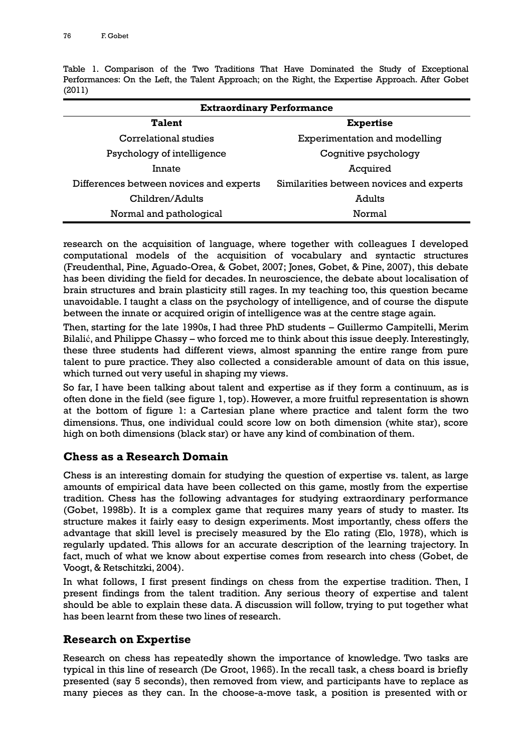Table 1. Comparison of the Two Traditions That Have Dominated the Study of Exceptional Performances: On the Left, the Talent Approach; on the Right, the Expertise Approach. After Gobet (2011)

| Extraordinary Performance | |
|---|---|
| **Talent** | **Expertise** |
| Correlational studies | Experimentation and modelling |
| Psychology of intelligence | Cognitive psychology |
| Innate | Acquired |
| Differences between novices and experts | Similarities between novices and experts |
| Children/Adults | Adults |
| Normal and pathological | Normal |

research on the acquisition of language, where together with colleagues I developed computational models of the acquisition of vocabulary and syntactic structures (Freudenthal, Pine, Aguado-Orea, & Gobet, 2007; Jones, Gobet, & Pine, 2007), this debate has been dividing the field for decades. In neuroscience, the debate about localisation of brain structures and brain plasticity still rages. In my teaching too, this question became unavoidable. I taught a class on the psychology of intelligence, and of course the dispute between the innate or acquired origin of intelligence was at the centre stage again.

Then, starting for the late 1990s, I had three PhD students – Guillermo Campitelli, Merim Bilalić, and Philippe Chassy – who forced me to think about this issue deeply. Interestingly, these three students had different views, almost spanning the entire range from pure talent to pure practice. They also collected a considerable amount of data on this issue, which turned out very useful in shaping my views.

So far, I have been talking about talent and expertise as if they form a continuum, as is often done in the field (see figure 1, top). However, a more fruitful representation is shown at the bottom of figure 1: a Cartesian plane where practice and talent form the two dimensions. Thus, one individual could score low on both dimension (white star), score high on both dimensions (black star) or have any kind of combination of them.

## Chess as a Research Domain

Chess is an interesting domain for studying the question of expertise vs. talent, as large amounts of empirical data have been collected on this game, mostly from the expertise tradition. Chess has the following advantages for studying extraordinary performance (Gobet, 1998b). It is a complex game that requires many years of study to master. Its structure makes it fairly easy to design experiments. Most importantly, chess offers the advantage that skill level is precisely measured by the Elo rating (Elo, 1978), which is regularly updated. This allows for an accurate description of the learning trajectory. In fact, much of what we know about expertise comes from research into chess (Gobet, de Voogt, & Retschitzki, 2004).

In what follows, I first present findings on chess from the expertise tradition. Then, I present findings from the talent tradition. Any serious theory of expertise and talent should be able to explain these data. A discussion will follow, trying to put together what has been learnt from these two lines of research.

## Research on Expertise

Research on chess has repeatedly shown the importance of knowledge. Two tasks are typical in this line of research (De Groot, 1965). In the recall task, a chess board is briefly presented (say 5 seconds), then removed from view, and participants have to replace as many pieces as they can. In the choose-a-move task, a position is presented with or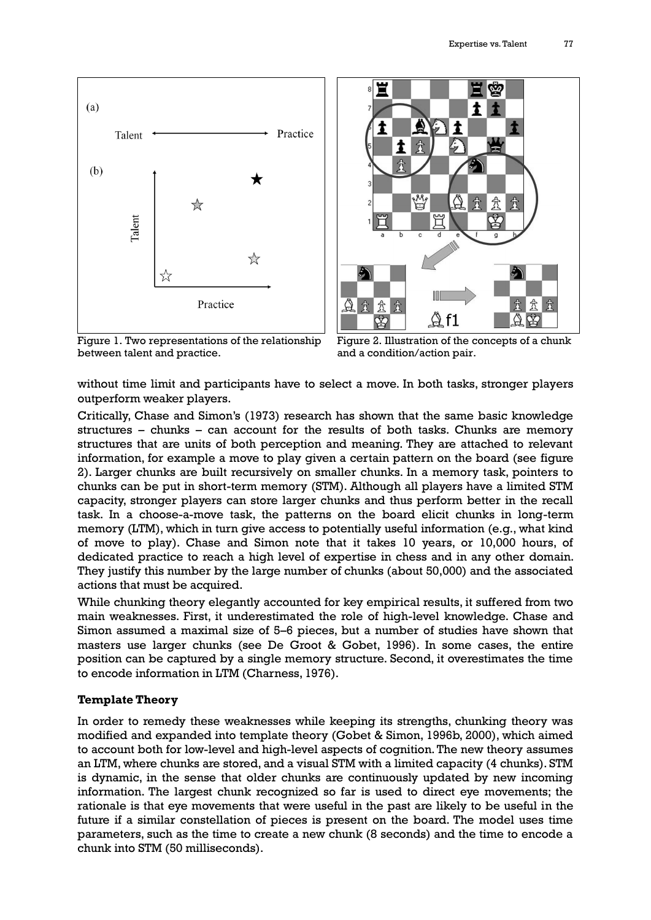Figure 1. Two representations of the relationship between talent and practice.

Figure 2. Illustration of the concepts of a chunk and a condition/action pair.

without time limit and participants have to select a move. In both tasks, stronger players outperform weaker players.

Critically, Chase and Simon's (1973) research has shown that the same basic knowledge structures – chunks – can account for the results of both tasks. Chunks are memory structures that are units of both perception and meaning. They are attached to relevant information, for example a move to play given a certain pattern on the board (see figure 2). Larger chunks are built recursively on smaller chunks. In a memory task, pointers to chunks can be put in short-term memory (STM). Although all players have a limited STM capacity, stronger players can store larger chunks and thus perform better in the recall task. In a choose-a-move task, the patterns on the board elicit chunks in long-term memory (LTM), which in turn give access to potentially useful information (e.g., what kind of move to play). Chase and Simon note that it takes 10 years, or 10,000 hours, of dedicated practice to reach a high level of expertise in chess and in any other domain. They justify this number by the large number of chunks (about 50,000) and the associated actions that must be acquired.

While chunking theory elegantly accounted for key empirical results, it suffered from two main weaknesses. First, it underestimated the role of high-level knowledge. Chase and Simon assumed a maximal size of 5–6 pieces, but a number of studies have shown that masters use larger chunks (see De Groot & Gobet, 1996). In some cases, the entire position can be captured by a single memory structure. Second, it overestimates the time to encode information in LTM (Charness, 1976).

**Template Theory**

In order to remedy these weaknesses while keeping its strengths, chunking theory was modified and expanded into template theory (Gobet & Simon, 1996b, 2000), which aimed to account both for low-level and high-level aspects of cognition. The new theory assumes an LTM, where chunks are stored, and a visual STM with a limited capacity (4 chunks). STM is dynamic, in the sense that older chunks are continuously updated by new incoming information. The largest chunk recognized so far is used to direct eye movements; the rationale is that eye movements that were useful in the past are likely to be useful in the future if a similar constellation of pieces is present on the board. The model uses time parameters, such as the time to create a new chunk (8 seconds) and the time to encode a chunk into STM (50 milliseconds).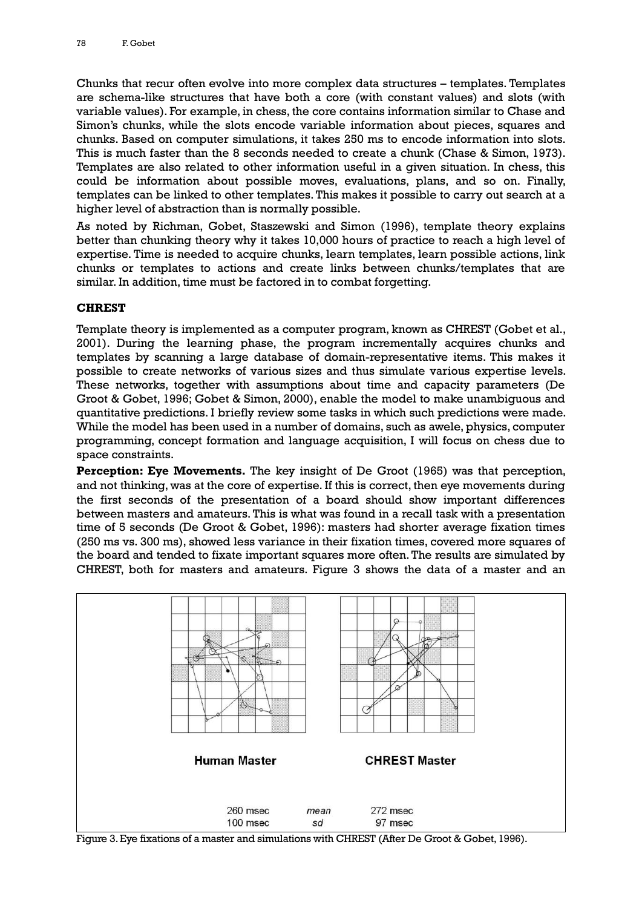Chunks that recur often evolve into more complex data structures – templates. Templates are schema-like structures that have both a core (with constant values) and slots (with variable values). For example, in chess, the core contains information similar to Chase and Simon's chunks, while the slots encode variable information about pieces, squares and chunks. Based on computer simulations, it takes 250 ms to encode information into slots. This is much faster than the 8 seconds needed to create a chunk (Chase & Simon, 1973). Templates are also related to other information useful in a given situation. In chess, this could be information about possible moves, evaluations, plans, and so on. Finally, templates can be linked to other templates. This makes it possible to carry out search at a higher level of abstraction than is normally possible.

As noted by Richman, Gobet, Staszewski and Simon (1996), template theory explains better than chunking theory why it takes 10,000 hours of practice to reach a high level of expertise. Time is needed to acquire chunks, learn templates, learn possible actions, link chunks or templates to actions and create links between chunks/templates that are similar. In addition, time must be factored in to combat forgetting.

## CHREST

Template theory is implemented as a computer program, known as CHREST (Gobet et al., 2001). During the learning phase, the program incrementally acquires chunks and templates by scanning a large database of domain-representative items. This makes it possible to create networks of various sizes and thus simulate various expertise levels. These networks, together with assumptions about time and capacity parameters (De Groot & Gobet, 1996; Gobet & Simon, 2000), enable the model to make unambiguous and quantitative predictions. I briefly review some tasks in which such predictions were made. While the model has been used in a number of domains, such as awele, physics, computer programming, concept formation and language acquisition, I will focus on chess due to space constraints.

**Perception: Eye Movements.** The key insight of De Groot (1965) was that perception, and not thinking, was at the core of expertise. If this is correct, then eye movements during the first seconds of the presentation of a board should show important differences between masters and amateurs. This is what was found in a recall task with a presentation time of 5 seconds (De Groot & Gobet, 1996): masters had shorter average fixation times (250 ms vs. 300 ms), showed less variance in their fixation times, covered more squares of the board and tended to fixate important squares more often. The results are simulated by CHREST, both for masters and amateurs. Figure 3 shows the data of a master and an

| Human Master | | CHREST Master |
|---|---|---|
| 260 msec | *mean* | 272 msec |
| 100 msec | *sd* | 97 msec |

Figure 3. Eye fixations of a master and simulations with CHREST (After De Groot & Gobet, 1996).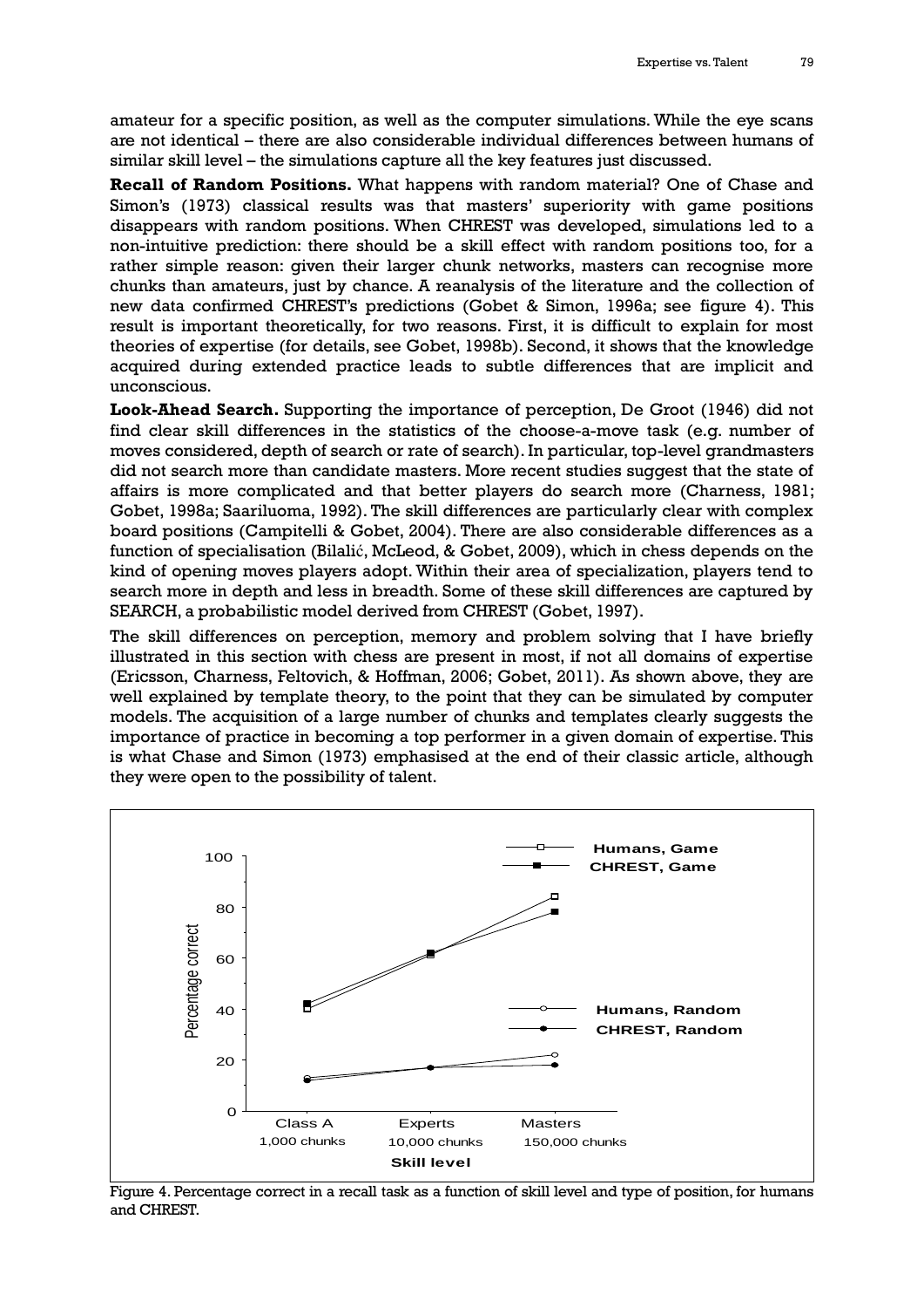amateur for a specific position, as well as the computer simulations. While the eye scans are not identical – there are also considerable individual differences between humans of similar skill level – the simulations capture all the key features just discussed.

**Recall of Random Positions.** What happens with random material? One of Chase and Simon's (1973) classical results was that masters' superiority with game positions disappears with random positions. When CHREST was developed, simulations led to a non-intuitive prediction: there should be a skill effect with random positions too, for a rather simple reason: given their larger chunk networks, masters can recognise more chunks than amateurs, just by chance. A reanalysis of the literature and the collection of new data confirmed CHREST's predictions (Gobet & Simon, 1996a; see figure 4). This result is important theoretically, for two reasons. First, it is difficult to explain for most theories of expertise (for details, see Gobet, 1998b). Second, it shows that the knowledge acquired during extended practice leads to subtle differences that are implicit and unconscious.

**Look-Ahead Search.** Supporting the importance of perception, De Groot (1946) did not find clear skill differences in the statistics of the choose-a-move task (e.g. number of moves considered, depth of search or rate of search). In particular, top-level grandmasters did not search more than candidate masters. More recent studies suggest that the state of affairs is more complicated and that better players do search more (Charness, 1981; Gobet, 1998a; Saariluoma, 1992). The skill differences are particularly clear with complex board positions (Campitelli & Gobet, 2004). There are also considerable differences as a function of specialisation (Bilalić, McLeod, & Gobet, 2009), which in chess depends on the kind of opening moves players adopt. Within their area of specialization, players tend to search more in depth and less in breadth. Some of these skill differences are captured by SEARCH, a probabilistic model derived from CHREST (Gobet, 1997).

The skill differences on perception, memory and problem solving that I have briefly illustrated in this section with chess are present in most, if not all domains of expertise (Ericsson, Charness, Feltovich, & Hoffman, 2006; Gobet, 2011). As shown above, they are well explained by template theory, to the point that they can be simulated by computer models. The acquisition of a large number of chunks and templates clearly suggests the importance of practice in becoming a top performer in a given domain of expertise. This is what Chase and Simon (1973) emphasised at the end of their classic article, although they were open to the possibility of talent.

Figure 4. Percentage correct in a recall task as a function of skill level and type of position, for humans and CHREST.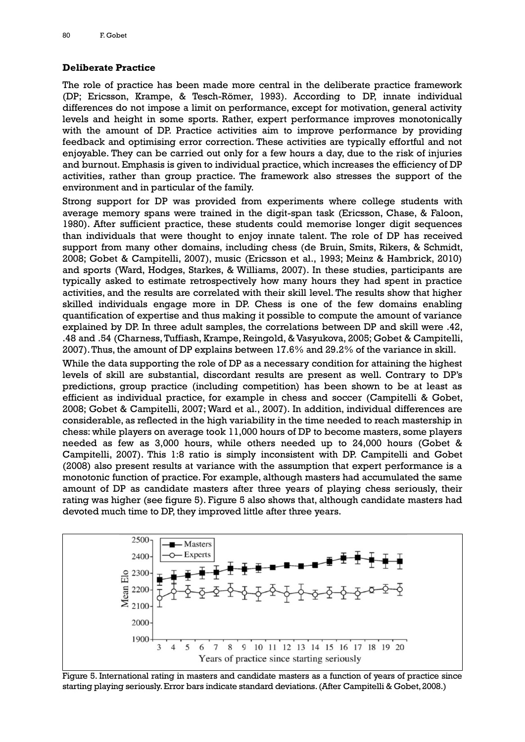## Deliberate Practice

The role of practice has been made more central in the deliberate practice framework (DP; Ericsson, Krampe, & Tesch-Römer, 1993). According to DP, innate individual differences do not impose a limit on performance, except for motivation, general activity levels and height in some sports. Rather, expert performance improves monotonically with the amount of DP. Practice activities aim to improve performance by providing feedback and optimising error correction. These activities are typically effortful and not enjoyable. They can be carried out only for a few hours a day, due to the risk of injuries and burnout. Emphasis is given to individual practice, which increases the efficiency of DP activities, rather than group practice. The framework also stresses the support of the environment and in particular of the family.

Strong support for DP was provided from experiments where college students with average memory spans were trained in the digit-span task (Ericsson, Chase, & Faloon, 1980). After sufficient practice, these students could memorise longer digit sequences than individuals that were thought to enjoy innate talent. The role of DP has received support from many other domains, including chess (de Bruin, Smits, Rikers, & Schmidt, 2008; Gobet & Campitelli, 2007), music (Ericsson et al., 1993; Meinz & Hambrick, 2010) and sports (Ward, Hodges, Starkes, & Williams, 2007). In these studies, participants are typically asked to estimate retrospectively how many hours they had spent in practice activities, and the results are correlated with their skill level. The results show that higher skilled individuals engage more in DP. Chess is one of the few domains enabling quantification of expertise and thus making it possible to compute the amount of variance explained by DP. In three adult samples, the correlations between DP and skill were .42, .48 and .54 (Charness, Tuffiash, Krampe, Reingold, & Vasyukova, 2005; Gobet & Campitelli, 2007). Thus, the amount of DP explains between 17.6% and 29.2% of the variance in skill.

While the data supporting the role of DP as a necessary condition for attaining the highest levels of skill are substantial, discordant results are present as well. Contrary to DP's predictions, group practice (including competition) has been shown to be at least as efficient as individual practice, for example in chess and soccer (Campitelli & Gobet, 2008; Gobet & Campitelli, 2007; Ward et al., 2007). In addition, individual differences are considerable, as reflected in the high variability in the time needed to reach mastership in chess: while players on average took 11,000 hours of DP to become masters, some players needed as few as 3,000 hours, while others needed up to 24,000 hours (Gobet & Campitelli, 2007). This 1:8 ratio is simply inconsistent with DP. Campitelli and Gobet (2008) also present results at variance with the assumption that expert performance is a monotonic function of practice. For example, although masters had accumulated the same amount of DP as candidate masters after three years of playing chess seriously, their rating was higher (see figure 5). Figure 5 also shows that, although candidate masters had devoted much time to DP, they improved little after three years.

Figure 5. International rating in masters and candidate masters as a function of years of practice since starting playing seriously. Error bars indicate standard deviations. (After Campitelli & Gobet, 2008.)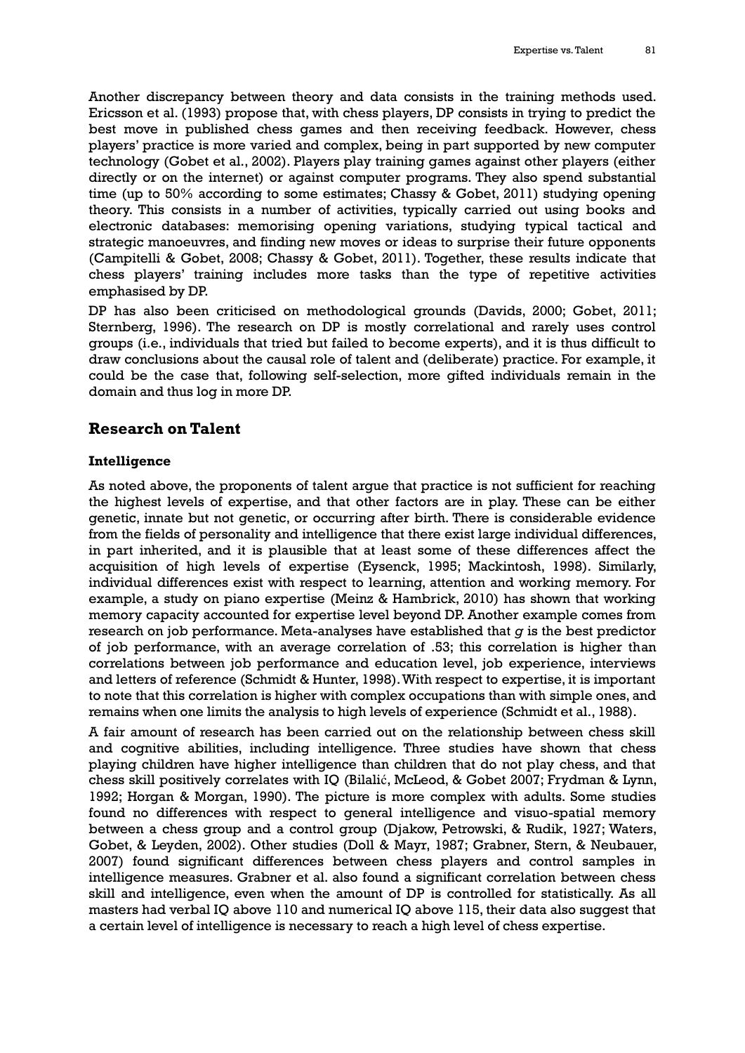Another discrepancy between theory and data consists in the training methods used. Ericsson et al. (1993) propose that, with chess players, DP consists in trying to predict the best move in published chess games and then receiving feedback. However, chess players' practice is more varied and complex, being in part supported by new computer technology (Gobet et al., 2002). Players play training games against other players (either directly or on the internet) or against computer programs. They also spend substantial time (up to 50% according to some estimates; Chassy & Gobet, 2011) studying opening theory. This consists in a number of activities, typically carried out using books and electronic databases: memorising opening variations, studying typical tactical and strategic manoeuvres, and finding new moves or ideas to surprise their future opponents (Campitelli & Gobet, 2008; Chassy & Gobet, 2011). Together, these results indicate that chess players' training includes more tasks than the type of repetitive activities emphasised by DP.

DP has also been criticised on methodological grounds (Davids, 2000; Gobet, 2011; Sternberg, 1996). The research on DP is mostly correlational and rarely uses control groups (i.e., individuals that tried but failed to become experts), and it is thus difficult to draw conclusions about the causal role of talent and (deliberate) practice. For example, it could be the case that, following self-selection, more gifted individuals remain in the domain and thus log in more DP.

## Research on Talent

### Intelligence

As noted above, the proponents of talent argue that practice is not sufficient for reaching the highest levels of expertise, and that other factors are in play. These can be either genetic, innate but not genetic, or occurring after birth. There is considerable evidence from the fields of personality and intelligence that there exist large individual differences, in part inherited, and it is plausible that at least some of these differences affect the acquisition of high levels of expertise (Eysenck, 1995; Mackintosh, 1998). Similarly, individual differences exist with respect to learning, attention and working memory. For example, a study on piano expertise (Meinz & Hambrick, 2010) has shown that working memory capacity accounted for expertise level beyond DP. Another example comes from research on job performance. Meta-analyses have established that *g* is the best predictor of job performance, with an average correlation of .53; this correlation is higher than correlations between job performance and education level, job experience, interviews and letters of reference (Schmidt & Hunter, 1998). With respect to expertise, it is important to note that this correlation is higher with complex occupations than with simple ones, and remains when one limits the analysis to high levels of experience (Schmidt et al., 1988).

A fair amount of research has been carried out on the relationship between chess skill and cognitive abilities, including intelligence. Three studies have shown that chess playing children have higher intelligence than children that do not play chess, and that chess skill positively correlates with IQ (Bilalić, McLeod, & Gobet 2007; Frydman & Lynn, 1992; Horgan & Morgan, 1990). The picture is more complex with adults. Some studies found no differences with respect to general intelligence and visuo-spatial memory between a chess group and a control group (Djakow, Petrowski, & Rudik, 1927; Waters, Gobet, & Leyden, 2002). Other studies (Doll & Mayr, 1987; Grabner, Stern, & Neubauer, 2007) found significant differences between chess players and control samples in intelligence measures. Grabner et al. also found a significant correlation between chess skill and intelligence, even when the amount of DP is controlled for statistically. As all masters had verbal IQ above 110 and numerical IQ above 115, their data also suggest that a certain level of intelligence is necessary to reach a high level of chess expertise.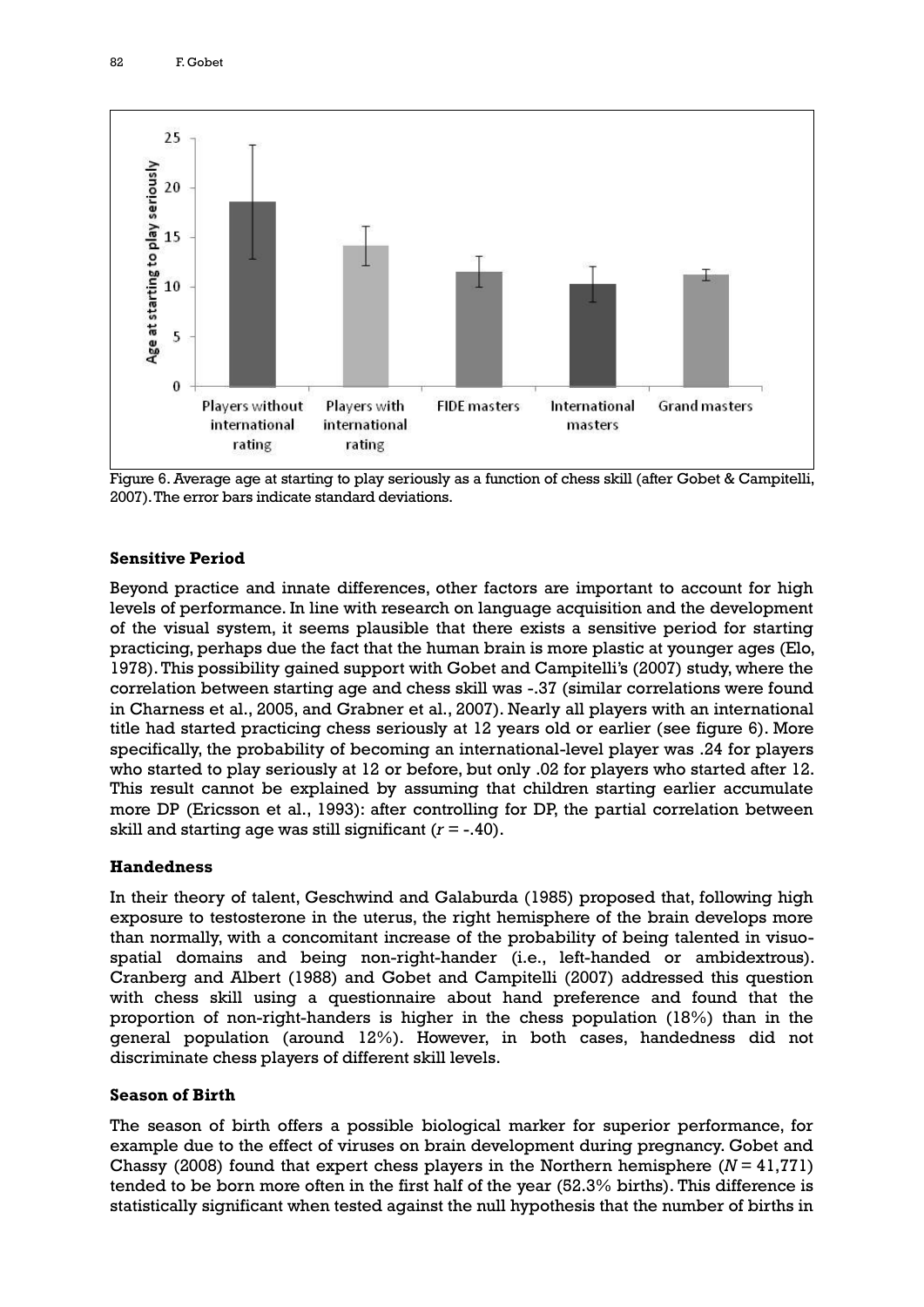Figure 6. Average age at starting to play seriously as a function of chess skill (after Gobet & Campitelli, 2007). The error bars indicate standard deviations.

## Sensitive Period

Beyond practice and innate differences, other factors are important to account for high levels of performance. In line with research on language acquisition and the development of the visual system, it seems plausible that there exists a sensitive period for starting practicing, perhaps due the fact that the human brain is more plastic at younger ages (Elo, 1978). This possibility gained support with Gobet and Campitelli's (2007) study, where the correlation between starting age and chess skill was -.37 (similar correlations were found in Charness et al., 2005, and Grabner et al., 2007). Nearly all players with an international title had started practicing chess seriously at 12 years old or earlier (see figure 6). More specifically, the probability of becoming an international-level player was .24 for players who started to play seriously at 12 or before, but only .02 for players who started after 12. This result cannot be explained by assuming that children starting earlier accumulate more DP (Ericsson et al., 1993): after controlling for DP, the partial correlation between skill and starting age was still significant ($r$ = -.40).

## Handedness

In their theory of talent, Geschwind and Galaburda (1985) proposed that, following high exposure to testosterone in the uterus, the right hemisphere of the brain develops more than normally, with a concomitant increase of the probability of being talented in visuo-spatial domains and being non-right-hander (i.e., left-handed or ambidextrous). Cranberg and Albert (1988) and Gobet and Campitelli (2007) addressed this question with chess skill using a questionnaire about hand preference and found that the proportion of non-right-handers is higher in the chess population (18%) than in the general population (around 12%). However, in both cases, handedness did not discriminate chess players of different skill levels.

## Season of Birth

The season of birth offers a possible biological marker for superior performance, for example due to the effect of viruses on brain development during pregnancy. Gobet and Chassy (2008) found that expert chess players in the Northern hemisphere ($N$ = 41,771) tended to be born more often in the first half of the year (52.3% births). This difference is statistically significant when tested against the null hypothesis that the number of births in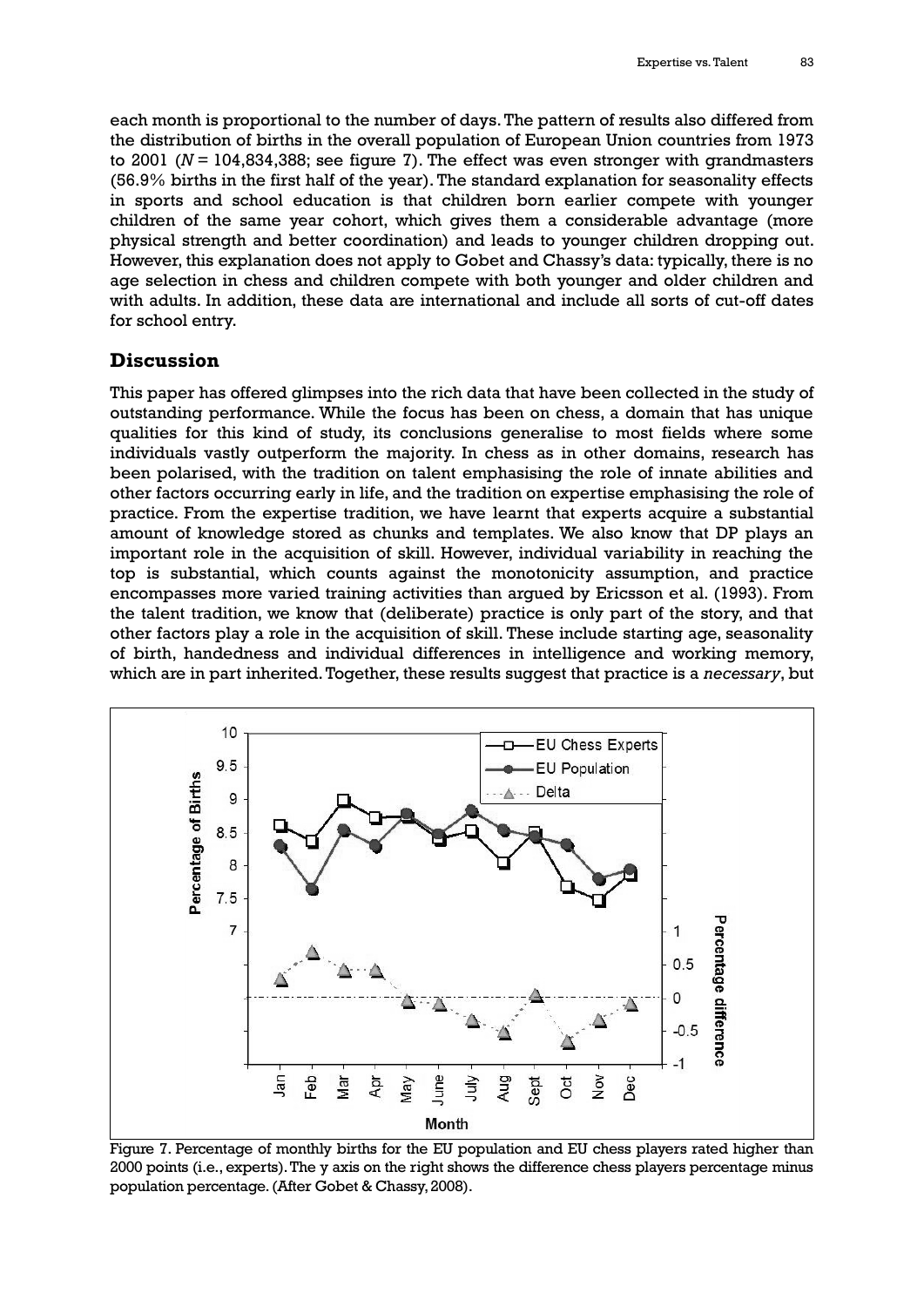each month is proportional to the number of days. The pattern of results also differed from the distribution of births in the overall population of European Union countries from 1973 to 2001 ($N$ = 104,834,388; see figure 7). The effect was even stronger with grandmasters (56.9% births in the first half of the year). The standard explanation for seasonality effects in sports and school education is that children born earlier compete with younger children of the same year cohort, which gives them a considerable advantage (more physical strength and better coordination) and leads to younger children dropping out. However, this explanation does not apply to Gobet and Chassy's data: typically, there is no age selection in chess and children compete with both younger and older children and with adults. In addition, these data are international and include all sorts of cut-off dates for school entry.

## Discussion

This paper has offered glimpses into the rich data that have been collected in the study of outstanding performance. While the focus has been on chess, a domain that has unique qualities for this kind of study, its conclusions generalise to most fields where some individuals vastly outperform the majority. In chess as in other domains, research has been polarised, with the tradition on talent emphasising the role of innate abilities and other factors occurring early in life, and the tradition on expertise emphasising the role of practice. From the expertise tradition, we have learnt that experts acquire a substantial amount of knowledge stored as chunks and templates. We also know that DP plays an important role in the acquisition of skill. However, individual variability in reaching the top is substantial, which counts against the monotonicity assumption, and practice encompasses more varied training activities than argued by Ericsson et al. (1993). From the talent tradition, we know that (deliberate) practice is only part of the story, and that other factors play a role in the acquisition of skill. These include starting age, seasonality of birth, handedness and individual differences in intelligence and working memory, which are in part inherited. Together, these results suggest that practice is a *necessary*, but

Figure 7. Percentage of monthly births for the EU population and EU chess players rated higher than 2000 points (i.e., experts). The y axis on the right shows the difference chess players percentage minus population percentage. (After Gobet & Chassy, 2008).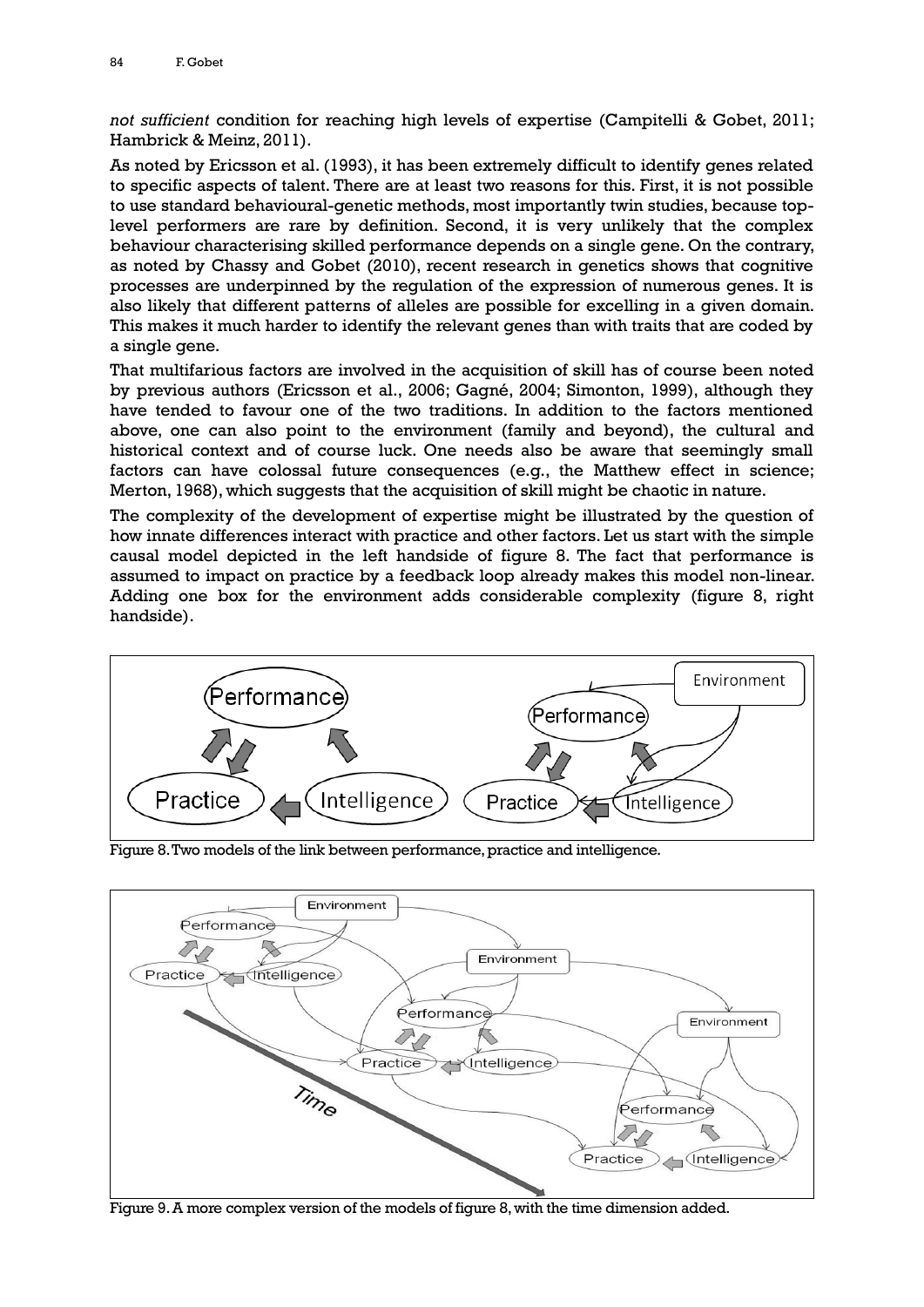*not sufficient* condition for reaching high levels of expertise (Campitelli & Gobet, 2011; Hambrick & Meinz, 2011).

As noted by Ericsson et al. (1993), it has been extremely difficult to identify genes related to specific aspects of talent. There are at least two reasons for this. First, it is not possible to use standard behavioural-genetic methods, most importantly twin studies, because top-level performers are rare by definition. Second, it is very unlikely that the complex behaviour characterising skilled performance depends on a single gene. On the contrary, as noted by Chassy and Gobet (2010), recent research in genetics shows that cognitive processes are underpinned by the regulation of the expression of numerous genes. It is also likely that different patterns of alleles are possible for excelling in a given domain. This makes it much harder to identify the relevant genes than with traits that are coded by a single gene.

That multifarious factors are involved in the acquisition of skill has of course been noted by previous authors (Ericsson et al., 2006; Gagné, 2004; Simonton, 1999), although they have tended to favour one of the two traditions. In addition to the factors mentioned above, one can also point to the environment (family and beyond), the cultural and historical context and of course luck. One needs also be aware that seemingly small factors can have colossal future consequences (e.g., the Matthew effect in science; Merton, 1968), which suggests that the acquisition of skill might be chaotic in nature.

The complexity of the development of expertise might be illustrated by the question of how innate differences interact with practice and other factors. Let us start with the simple causal model depicted in the left handside of figure 8. The fact that performance is assumed to impact on practice by a feedback loop already makes this model non-linear. Adding one box for the environment adds considerable complexity (figure 8, right handside).

Figure 8. Two models of the link between performance, practice and intelligence.

Figure 9. A more complex version of the models of figure 8, with the time dimension added.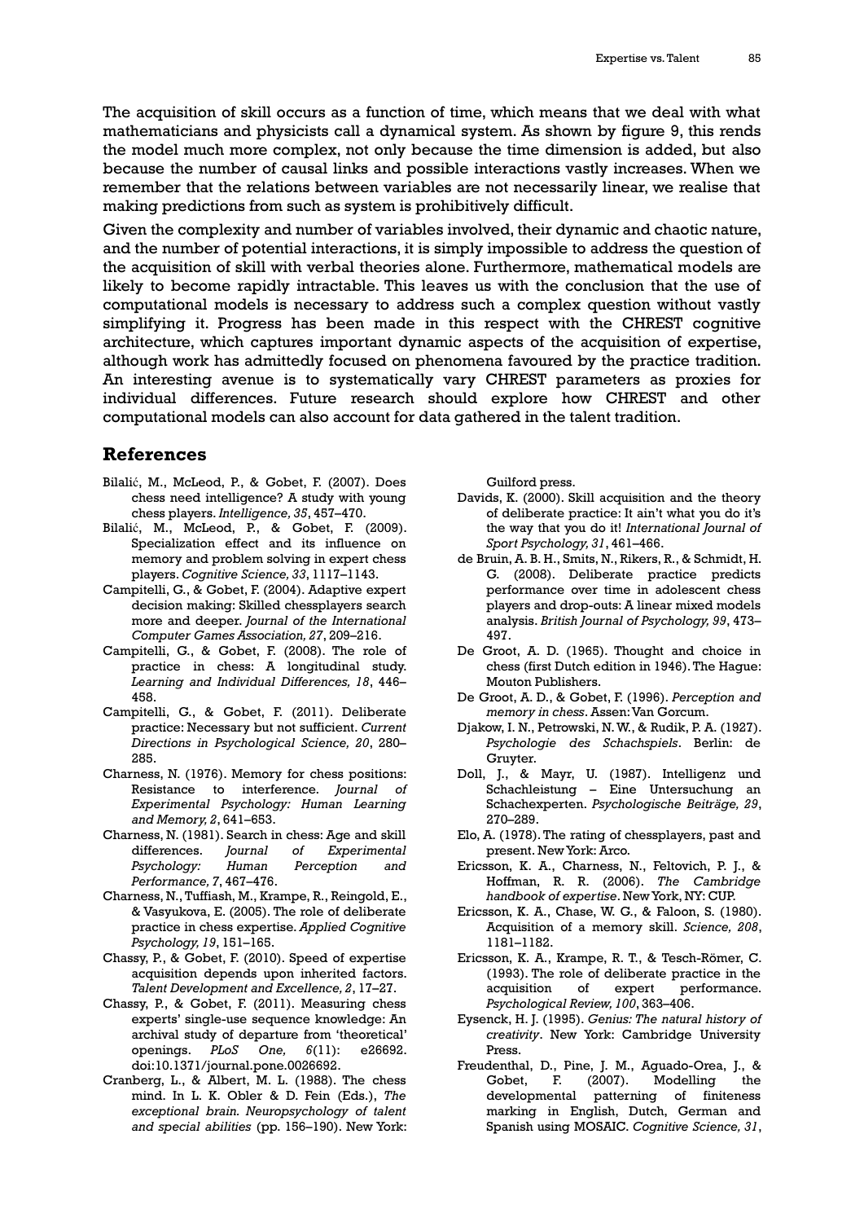The acquisition of skill occurs as a function of time, which means that we deal with what mathematicians and physicists call a dynamical system. As shown by figure 9, this rends the model much more complex, not only because the time dimension is added, but also because the number of causal links and possible interactions vastly increases. When we remember that the relations between variables are not necessarily linear, we realise that making predictions from such as system is prohibitively difficult.

Given the complexity and number of variables involved, their dynamic and chaotic nature, and the number of potential interactions, it is simply impossible to address the question of the acquisition of skill with verbal theories alone. Furthermore, mathematical models are likely to become rapidly intractable. This leaves us with the conclusion that the use of computational models is necessary to address such a complex question without vastly simplifying it. Progress has been made in this respect with the CHREST cognitive architecture, which captures important dynamic aspects of the acquisition of expertise, although work has admittedly focused on phenomena favoured by the practice tradition. An interesting avenue is to systematically vary CHREST parameters as proxies for individual differences. Future research should explore how CHREST and other computational models can also account for data gathered in the talent tradition.

## References

Bilalić, M., McLeod, P., & Gobet, F. (2007). Does chess need intelligence? A study with young chess players. *Intelligence, 35*, 457–470.

Bilalić, M., McLeod, P., & Gobet, F. (2009). Specialization effect and its influence on memory and problem solving in expert chess players. *Cognitive Science, 33*, 1117–1143.

Campitelli, G., & Gobet, F. (2004). Adaptive expert decision making: Skilled chessplayers search more and deeper. *Journal of the International Computer Games Association, 27*, 209–216.

Campitelli, G., & Gobet, F. (2008). The role of practice in chess: A longitudinal study. *Learning and Individual Differences, 18*, 446–458.

Campitelli, G., & Gobet, F. (2011). Deliberate practice: Necessary but not sufficient. *Current Directions in Psychological Science, 20*, 280–285.

Charness, N. (1976). Memory for chess positions: Resistance to interference. *Journal of Experimental Psychology: Human Learning and Memory, 2*, 641–653.

Charness, N. (1981). Search in chess: Age and skill differences. *Journal of Experimental Psychology: Human Perception and Performance, 7*, 467–476.

Charness, N., Tuffiash, M., Krampe, R., Reingold, E., & Vasyukova, E. (2005). The role of deliberate practice in chess expertise. *Applied Cognitive Psychology, 19*, 151–165.

Chassy, P., & Gobet, F. (2010). Speed of expertise acquisition depends upon inherited factors. *Talent Development and Excellence, 2*, 17–27.

Chassy, P., & Gobet, F. (2011). Measuring chess experts' single-use sequence knowledge: An archival study of departure from 'theoretical' openings. *PLoS One, 6*(11): e26692. doi:10.1371/journal.pone.0026692.

Cranberg, L., & Albert, M. L. (1988). The chess mind. In L. K. Obler & D. Fein (Eds.), *The exceptional brain. Neuropsychology of talent and special abilities* (pp. 156–190). New York: Guilford press.

Davids, K. (2000). Skill acquisition and the theory of deliberate practice: It ain't what you do it's the way that you do it! *International Journal of Sport Psychology, 31*, 461–466.

de Bruin, A. B. H., Smits, N., Rikers, R., & Schmidt, H. G. (2008). Deliberate practice predicts performance over time in adolescent chess players and drop-outs: A linear mixed models analysis. *British Journal of Psychology, 99*, 473–497.

De Groot, A. D. (1965). Thought and choice in chess (first Dutch edition in 1946). The Hague: Mouton Publishers.

De Groot, A. D., & Gobet, F. (1996). *Perception and memory in chess*. Assen: Van Gorcum.

Djakow, I. N., Petrowski, N. W., & Rudik, P. A. (1927). *Psychologie des Schachspiels*. Berlin: de Gruyter.

Doll, J., & Mayr, U. (1987). Intelligenz und Schachleistung – Eine Untersuchung an Schachexperten. *Psychologische Beiträge, 29*, 270–289.

Elo, A. (1978). The rating of chessplayers, past and present. New York: Arco.

Ericsson, K. A., Charness, N., Feltovich, P. J., & Hoffman, R. R. (2006). *The Cambridge handbook of expertise*. New York, NY: CUP.

Ericsson, K. A., Chase, W. G., & Faloon, S. (1980). Acquisition of a memory skill. *Science, 208*, 1181–1182.

Ericsson, K. A., Krampe, R. T., & Tesch-Römer, C. (1993). The role of deliberate practice in the acquisition of expert performance. *Psychological Review, 100*, 363–406.

Eysenck, H. J. (1995). *Genius: The natural history of creativity*. New York: Cambridge University Press.

Freudenthal, D., Pine, J. M., Aguado-Orea, J., & Gobet, F. (2007). Modelling the developmental patterning of finiteness marking in English, Dutch, German and Spanish using MOSAIC. *Cognitive Science, 31*,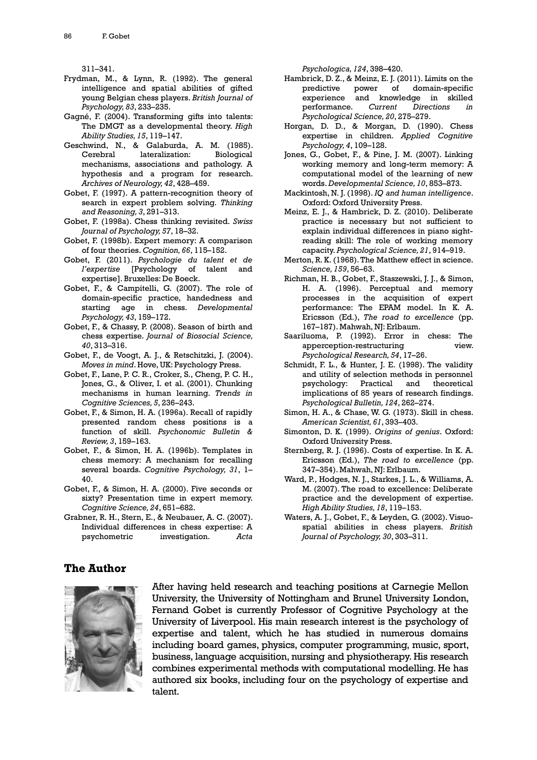311–341.

Frydman, M., & Lynn, R. (1992). The general intelligence and spatial abilities of gifted young Belgian chess players. *British Journal of Psychology, 83*, 233–235.

Gagné, F. (2004). Transforming gifts into talents: The DMGT as a developmental theory. *High Ability Studies, 15*, 119–147.

Geschwind, N., & Galaburda, A. M. (1985). Cerebral lateralization: Biological mechanisms, associations and pathology. A hypothesis and a program for research. *Archives of Neurology, 42*, 428–459.

Gobet, F. (1997). A pattern-recognition theory of search in expert problem solving. *Thinking and Reasoning, 3*, 291–313.

Gobet, F. (1998a). Chess thinking revisited. *Swiss Journal of Psychology, 57*, 18–32.

Gobet, F. (1998b). Expert memory: A comparison of four theories. *Cognition, 66*, 115–152.

Gobet, F. (2011). *Psychologie du talent et de l'expertise* [Psychology of talent and expertise]. Bruxelles: De Boeck.

Gobet, F., & Campitelli, G. (2007). The role of domain-specific practice, handedness and starting age in chess. *Developmental Psychology, 43*, 159–172.

Gobet, F., & Chassy, P. (2008). Season of birth and chess expertise. *Journal of Biosocial Science, 40*, 313–316.

Gobet, F., de Voogt, A. J., & Retschitzki, J. (2004). *Moves in mind*. Hove, UK: Psychology Press.

Gobet, F., Lane, P. C. R., Croker, S., Cheng, P. C. H., Jones, G., & Oliver, I. et al. (2001). Chunking mechanisms in human learning. *Trends in Cognitive Sciences, 5*, 236–243.

Gobet, F., & Simon, H. A. (1996a). Recall of rapidly presented random chess positions is a function of skill. *Psychonomic Bulletin & Review, 3*, 159–163.

Gobet, F., & Simon, H. A. (1996b). Templates in chess memory: A mechanism for recalling several boards. *Cognitive Psychology, 31*, 1–40.

Gobet, F., & Simon, H. A. (2000). Five seconds or sixty? Presentation time in expert memory. *Cognitive Science, 24*, 651–682.

Grabner, R. H., Stern, E., & Neubauer, A. C. (2007). Individual differences in chess expertise: A psychometric investigation. *Acta Psychologica, 124*, 398–420.

Hambrick, D. Z., & Meinz, E. J. (2011). Limits on the predictive power of domain-specific experience and knowledge in skilled performance. *Current Directions in Psychological Science, 20*, 275–279.

Horgan, D. D., & Morgan, D. (1990). Chess expertise in children. *Applied Cognitive Psychology, 4*, 109–128.

Jones, G., Gobet, F., & Pine, J. M. (2007). Linking working memory and long-term memory: A computational model of the learning of new words. *Developmental Science, 10*, 853–873.

Mackintosh, N. J. (1998). *IQ and human intelligence*. Oxford: Oxford University Press.

Meinz, E. J., & Hambrick, D. Z. (2010). Deliberate practice is necessary but not sufficient to explain individual differences in piano sight-reading skill: The role of working memory capacity. *Psychological Science, 21*, 914–919.

Merton, R. K. (1968). The Matthew effect in science. *Science, 159*, 56–63.

Richman, H. B., Gobet, F., Staszewski, J. J., & Simon, H. A. (1996). Perceptual and memory processes in the acquisition of expert performance: The EPAM model. In K. A. Ericsson (Ed.), *The road to excellence* (pp. 167–187). Mahwah, NJ: Erlbaum.

Saariluoma, P. (1992). Error in chess: The apperception-restructuring view. *Psychological Research, 54*, 17–26.

Schmidt, F. L., & Hunter, J. E. (1998). The validity and utility of selection methods in personnel psychology: Practical and theoretical implications of 85 years of research findings. *Psychological Bulletin, 124*, 262–274.

Simon, H. A., & Chase, W. G. (1973). Skill in chess. *American Scientist, 61*, 393–403.

Simonton, D. K. (1999). *Origins of genius*. Oxford: Oxford University Press.

Sternberg, R. J. (1996). Costs of expertise. In K. A. Ericsson (Ed.), *The road to excellence* (pp. 347–354). Mahwah, NJ: Erlbaum.

Ward, P., Hodges, N. J., Starkes, J. L., & Williams, A. M. (2007). The road to excellence: Deliberate practice and the development of expertise. *High Ability Studies, 18*, 119–153.

Waters, A. J., Gobet, F., & Leyden, G. (2002). Visuo-spatial abilities in chess players. *British Journal of Psychology, 30*, 303–311.

## The Author

After having held research and teaching positions at Carnegie Mellon University, the University of Nottingham and Brunel University London, Fernand Gobet is currently Professor of Cognitive Psychology at the University of Liverpool. His main research interest is the psychology of expertise and talent, which he has studied in numerous domains including board games, physics, computer programming, music, sport, business, language acquisition, nursing and physiotherapy. His research combines experimental methods with computational modelling. He has authored six books, including four on the psychology of expertise and talent.